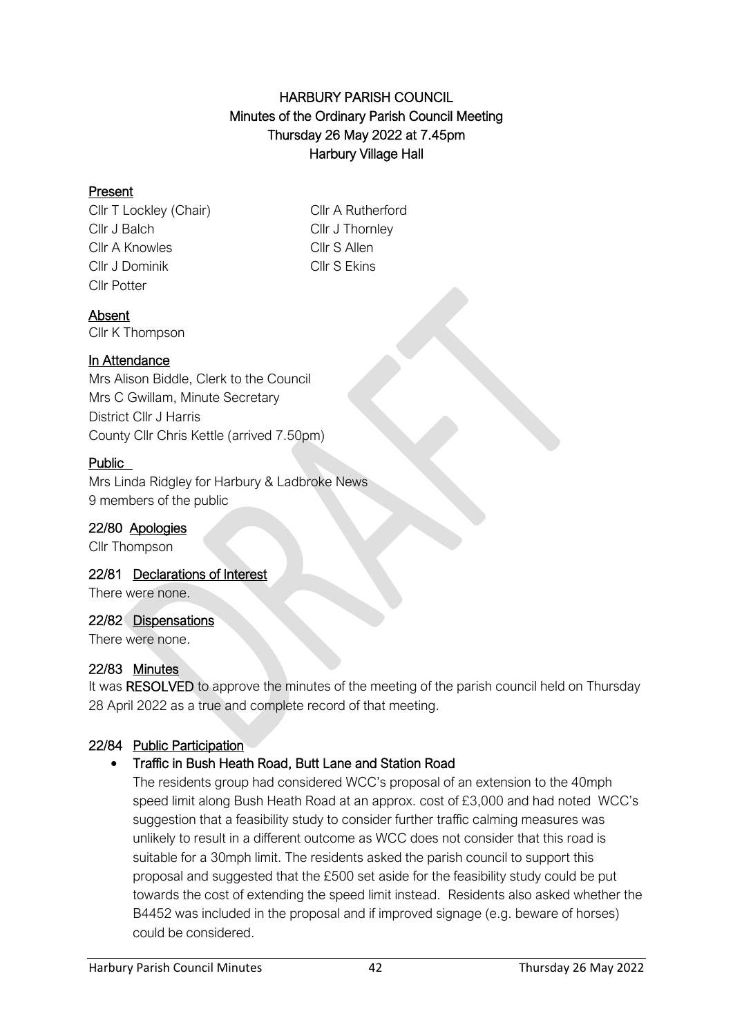# HARBURY PARISH COUNCIL
## Minutes of the Ordinary Parish Council Meeting
## Thursday 26 May 2022 at 7.45pm
## Harbury Village Hall

**Present**

Cllr T Lockley (Chair)
Cllr J Balch
Cllr A Knowles
Cllr J Dominik
Cllr Potter
Cllr A Rutherford
Cllr J Thornley
Cllr S Allen
Cllr S Ekins

**Absent**

Cllr K Thompson

**In Attendance**

Mrs Alison Biddle, Clerk to the Council
Mrs C Gwillam, Minute Secretary
District Cllr J Harris
County Cllr Chris Kettle (arrived 7.50pm)

**Public**

Mrs Linda Ridgley for Harbury & Ladbroke News
9 members of the public

### 22/80 Apologies

Cllr Thompson

### 22/81 Declarations of Interest

There were none.

### 22/82 Dispensations

There were none.

### 22/83 Minutes

It was **RESOLVED** to approve the minutes of the meeting of the parish council held on Thursday 28 April 2022 as a true and complete record of that meeting.

### 22/84 Public Participation

- **Traffic in Bush Heath Road, Butt Lane and Station Road**

  The residents group had considered WCC's proposal of an extension to the 40mph speed limit along Bush Heath Road at an approx. cost of £3,000 and had noted WCC's suggestion that a feasibility study to consider further traffic calming measures was unlikely to result in a different outcome as WCC does not consider that this road is suitable for a 30mph limit. The residents asked the parish council to support this proposal and suggested that the £500 set aside for the feasibility study could be put towards the cost of extending the speed limit instead. Residents also asked whether the B4452 was included in the proposal and if improved signage (e.g. beware of horses) could be considered.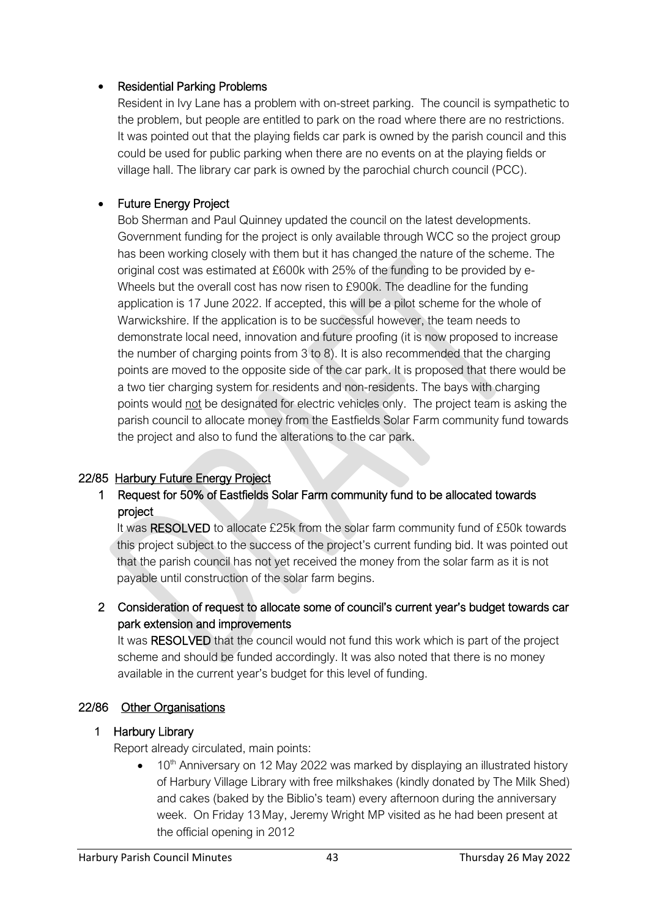- **Residential Parking Problems**

  Resident in Ivy Lane has a problem with on-street parking. The council is sympathetic to the problem, but people are entitled to park on the road where there are no restrictions. It was pointed out that the playing fields car park is owned by the parish council and this could be used for public parking when there are no events on at the playing fields or village hall. The library car park is owned by the parochial church council (PCC).

- **Future Energy Project**

  Bob Sherman and Paul Quinney updated the council on the latest developments. Government funding for the project is only available through WCC so the project group has been working closely with them but it has changed the nature of the scheme. The original cost was estimated at £600k with 25% of the funding to be provided by e-Wheels but the overall cost has now risen to £900k. The deadline for the funding application is 17 June 2022. If accepted, this will be a pilot scheme for the whole of Warwickshire. If the application is to be successful however, the team needs to demonstrate local need, innovation and future proofing (it is now proposed to increase the number of charging points from 3 to 8). It is also recommended that the charging points are moved to the opposite side of the car park. It is proposed that there would be a two tier charging system for residents and non-residents. The bays with charging points would not be designated for electric vehicles only. The project team is asking the parish council to allocate money from the Eastfields Solar Farm community fund towards the project and also to fund the alterations to the car park.

## 22/85 Harbury Future Energy Project

**1 Request for 50% of Eastfields Solar Farm community fund to be allocated towards project**

It was **RESOLVED** to allocate £25k from the solar farm community fund of £50k towards this project subject to the success of the project's current funding bid. It was pointed out that the parish council has not yet received the money from the solar farm as it is not payable until construction of the solar farm begins.

**2 Consideration of request to allocate some of council's current year's budget towards car park extension and improvements**

It was **RESOLVED** that the council would not fund this work which is part of the project scheme and should be funded accordingly. It was also noted that there is no money available in the current year's budget for this level of funding.

## 22/86 Other Organisations

**1 Harbury Library**

Report already circulated, main points:

- 10th Anniversary on 12 May 2022 was marked by displaying an illustrated history of Harbury Village Library with free milkshakes (kindly donated by The Milk Shed) and cakes (baked by the Biblio's team) every afternoon during the anniversary week. On Friday 13 May, Jeremy Wright MP visited as he had been present at the official opening in 2012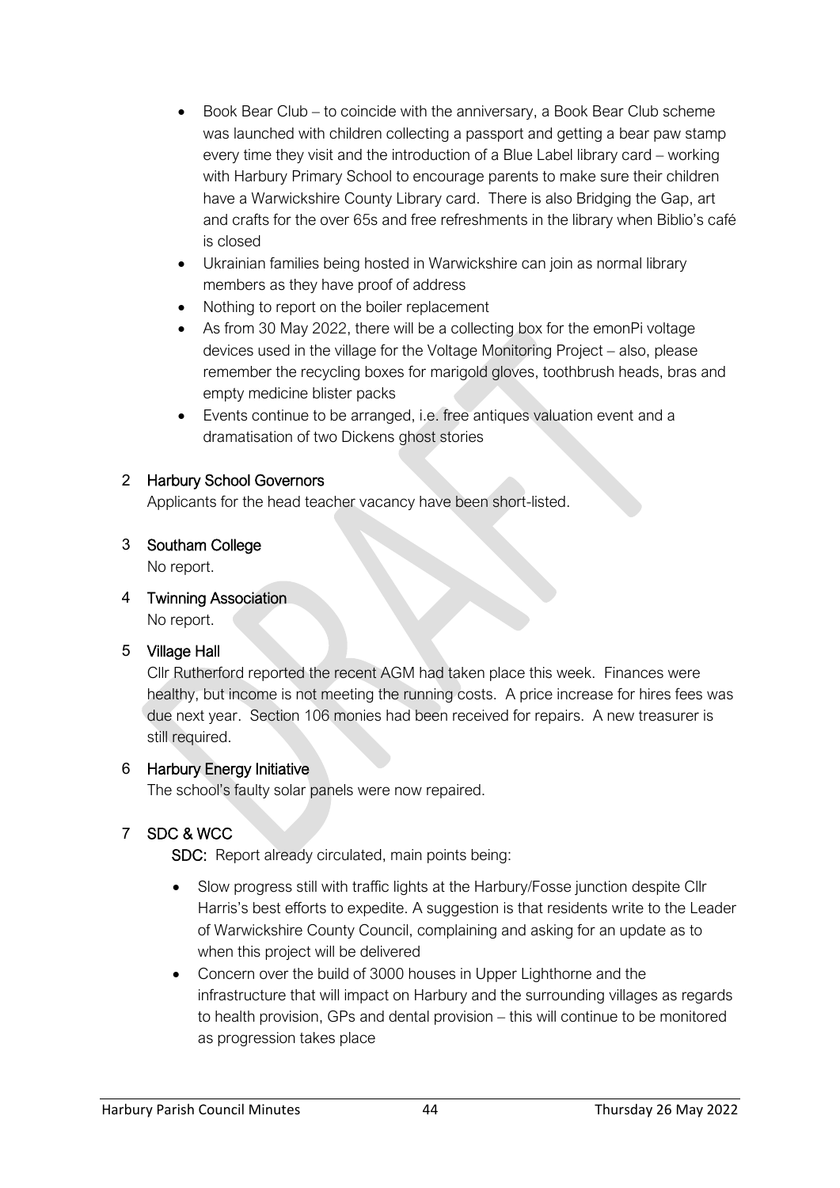- Book Bear Club – to coincide with the anniversary, a Book Bear Club scheme was launched with children collecting a passport and getting a bear paw stamp every time they visit and the introduction of a Blue Label library card – working with Harbury Primary School to encourage parents to make sure their children have a Warwickshire County Library card. There is also Bridging the Gap, art and crafts for the over 65s and free refreshments in the library when Biblio's café is closed
- Ukrainian families being hosted in Warwickshire can join as normal library members as they have proof of address
- Nothing to report on the boiler replacement
- As from 30 May 2022, there will be a collecting box for the emonPi voltage devices used in the village for the Voltage Monitoring Project – also, please remember the recycling boxes for marigold gloves, toothbrush heads, bras and empty medicine blister packs
- Events continue to be arranged, i.e. free antiques valuation event and a dramatisation of two Dickens ghost stories

## 2 Harbury School Governors

Applicants for the head teacher vacancy have been short-listed.

## 3 Southam College

No report.

## 4 Twinning Association

No report.

## 5 Village Hall

Cllr Rutherford reported the recent AGM had taken place this week. Finances were healthy, but income is not meeting the running costs. A price increase for hires fees was due next year. Section 106 monies had been received for repairs. A new treasurer is still required.

## 6 Harbury Energy Initiative

The school's faulty solar panels were now repaired.

## 7 SDC & WCC

**SDC:** Report already circulated, main points being:

- Slow progress still with traffic lights at the Harbury/Fosse junction despite Cllr Harris's best efforts to expedite. A suggestion is that residents write to the Leader of Warwickshire County Council, complaining and asking for an update as to when this project will be delivered
- Concern over the build of 3000 houses in Upper Lighthorne and the infrastructure that will impact on Harbury and the surrounding villages as regards to health provision, GPs and dental provision – this will continue to be monitored as progression takes place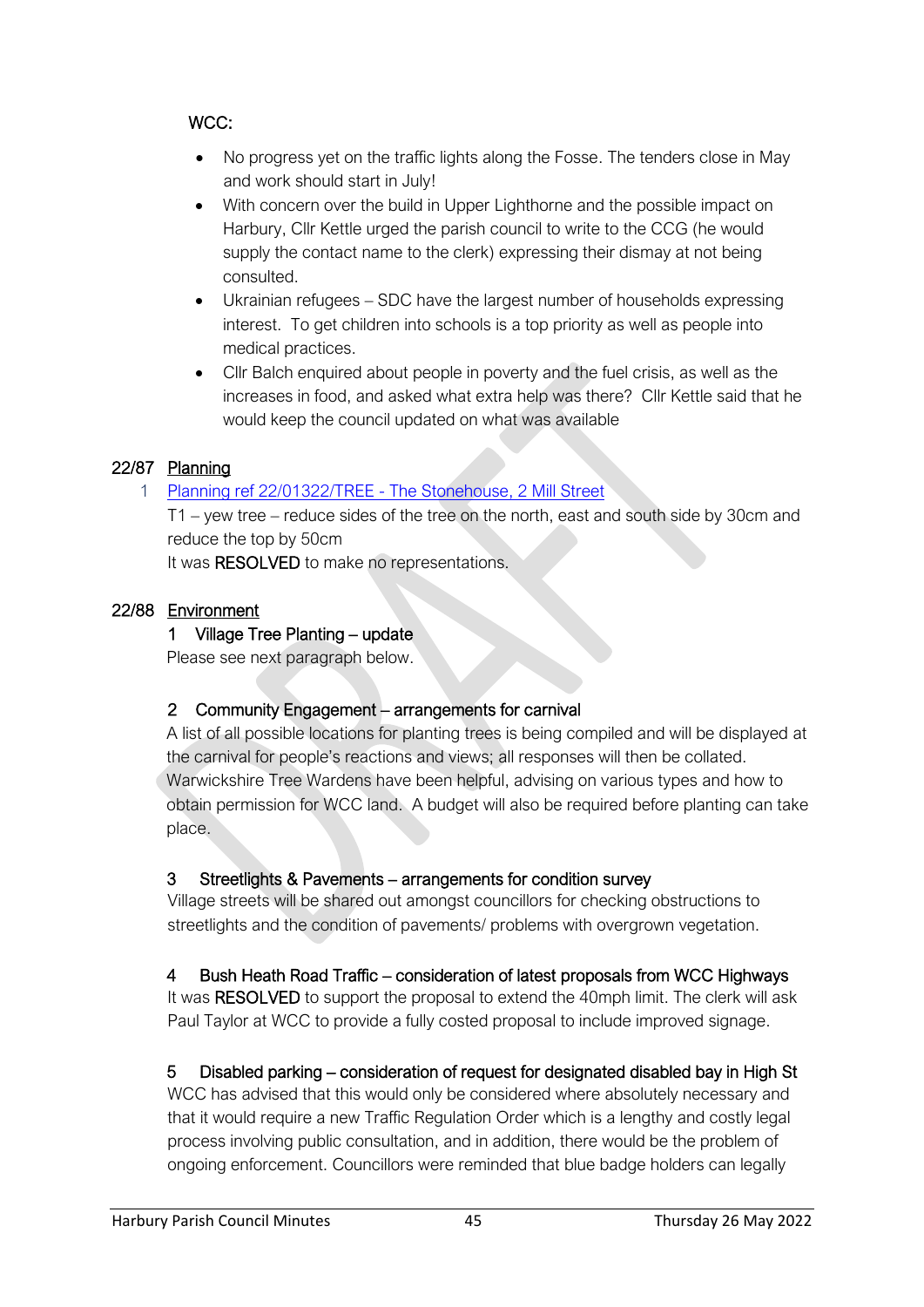WCC:

- No progress yet on the traffic lights along the Fosse. The tenders close in May and work should start in July!
- With concern over the build in Upper Lighthorne and the possible impact on Harbury, Cllr Kettle urged the parish council to write to the CCG (he would supply the contact name to the clerk) expressing their dismay at not being consulted.
- Ukrainian refugees – SDC have the largest number of households expressing interest. To get children into schools is a top priority as well as people into medical practices.
- Cllr Balch enquired about people in poverty and the fuel crisis, as well as the increases in food, and asked what extra help was there? Cllr Kettle said that he would keep the council updated on what was available

## 22/87 Planning

1. Planning ref 22/01322/TREE - The Stonehouse, 2 Mill Street

T1 – yew tree – reduce sides of the tree on the north, east and south side by 30cm and reduce the top by 50cm

It was **RESOLVED** to make no representations.

## 22/88 Environment

### 1 Village Tree Planting – update

Please see next paragraph below.

### 2 Community Engagement – arrangements for carnival

A list of all possible locations for planting trees is being compiled and will be displayed at the carnival for people's reactions and views; all responses will then be collated. Warwickshire Tree Wardens have been helpful, advising on various types and how to obtain permission for WCC land. A budget will also be required before planting can take place.

### 3 Streetlights & Pavements – arrangements for condition survey

Village streets will be shared out amongst councillors for checking obstructions to streetlights and the condition of pavements/ problems with overgrown vegetation.

### 4 Bush Heath Road Traffic – consideration of latest proposals from WCC Highways

It was **RESOLVED** to support the proposal to extend the 40mph limit. The clerk will ask Paul Taylor at WCC to provide a fully costed proposal to include improved signage.

### 5 Disabled parking – consideration of request for designated disabled bay in High St

WCC has advised that this would only be considered where absolutely necessary and that it would require a new Traffic Regulation Order which is a lengthy and costly legal process involving public consultation, and in addition, there would be the problem of ongoing enforcement. Councillors were reminded that blue badge holders can legally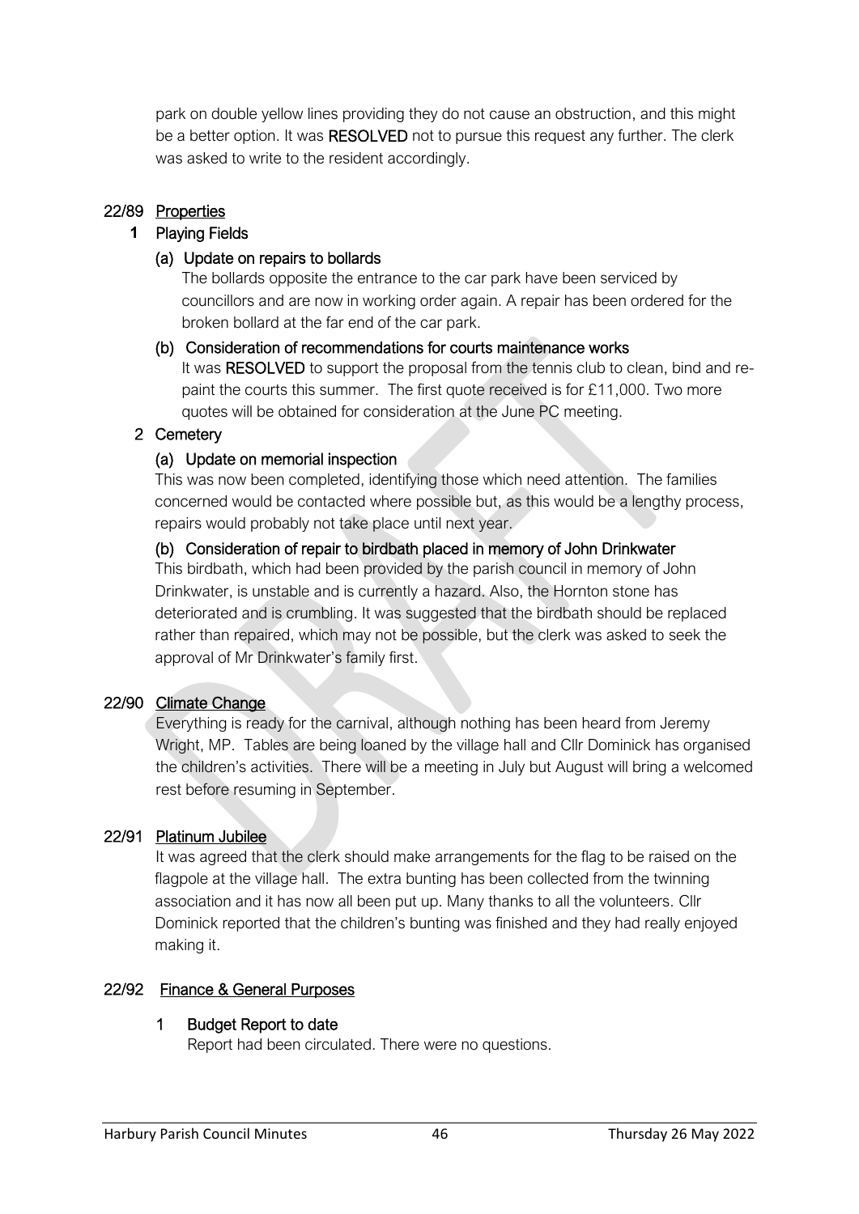park on double yellow lines providing they do not cause an obstruction, and this might be a better option. It was **RESOLVED** not to pursue this request any further. The clerk was asked to write to the resident accordingly.

## 22/89 Properties

### 1 Playing Fields

#### (a) Update on repairs to bollards

The bollards opposite the entrance to the car park have been serviced by councillors and are now in working order again. A repair has been ordered for the broken bollard at the far end of the car park.

#### (b) Consideration of recommendations for courts maintenance works

It was **RESOLVED** to support the proposal from the tennis club to clean, bind and re-paint the courts this summer. The first quote received is for £11,000. Two more quotes will be obtained for consideration at the June PC meeting.

### 2 Cemetery

#### (a) Update on memorial inspection

This was now been completed, identifying those which need attention. The families concerned would be contacted where possible but, as this would be a lengthy process, repairs would probably not take place until next year.

#### (b) Consideration of repair to birdbath placed in memory of John Drinkwater

This birdbath, which had been provided by the parish council in memory of John Drinkwater, is unstable and is currently a hazard. Also, the Hornton stone has deteriorated and is crumbling. It was suggested that the birdbath should be replaced rather than repaired, which may not be possible, but the clerk was asked to seek the approval of Mr Drinkwater's family first.

## 22/90 Climate Change

Everything is ready for the carnival, although nothing has been heard from Jeremy Wright, MP. Tables are being loaned by the village hall and Cllr Dominick has organised the children's activities. There will be a meeting in July but August will bring a welcomed rest before resuming in September.

## 22/91 Platinum Jubilee

It was agreed that the clerk should make arrangements for the flag to be raised on the flagpole at the village hall. The extra bunting has been collected from the twinning association and it has now all been put up. Many thanks to all the volunteers. Cllr Dominick reported that the children's bunting was finished and they had really enjoyed making it.

## 22/92 Finance & General Purposes

### 1 Budget Report to date

Report had been circulated. There were no questions.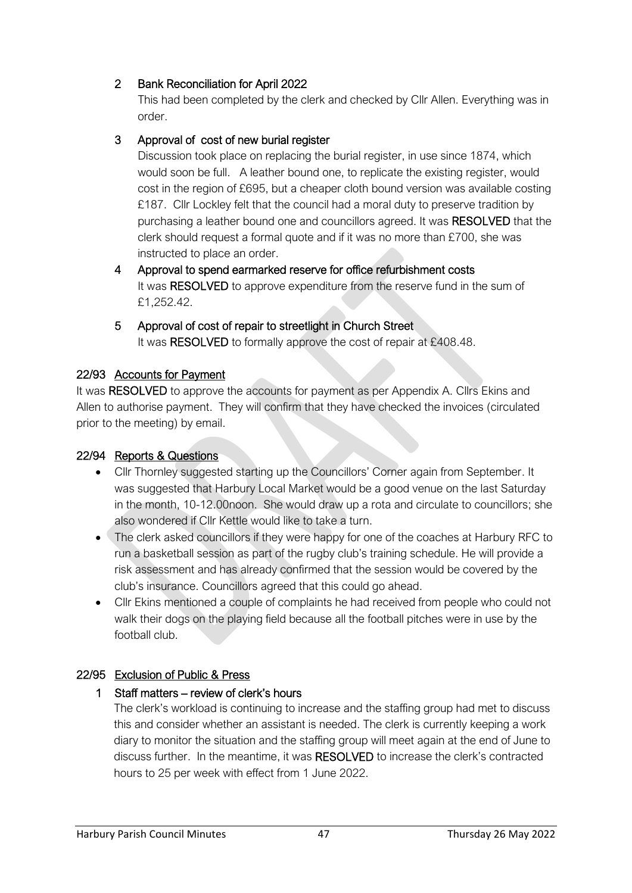2 Bank Reconciliation for April 2022

This had been completed by the clerk and checked by Cllr Allen. Everything was in order.

3 Approval of cost of new burial register

Discussion took place on replacing the burial register, in use since 1874, which would soon be full. A leather bound one, to replicate the existing register, would cost in the region of £695, but a cheaper cloth bound version was available costing £187. Cllr Lockley felt that the council had a moral duty to preserve tradition by purchasing a leather bound one and councillors agreed. It was **RESOLVED** that the clerk should request a formal quote and if it was no more than £700, she was instructed to place an order.

4 Approval to spend earmarked reserve for office refurbishment costs

It was **RESOLVED** to approve expenditure from the reserve fund in the sum of £1,252.42.

5 Approval of cost of repair to streetlight in Church Street

It was **RESOLVED** to formally approve the cost of repair at £408.48.

## 22/93 Accounts for Payment

It was **RESOLVED** to approve the accounts for payment as per Appendix A. Cllrs Ekins and Allen to authorise payment. They will confirm that they have checked the invoices (circulated prior to the meeting) by email.

## 22/94 Reports & Questions

- Cllr Thornley suggested starting up the Councillors' Corner again from September. It was suggested that Harbury Local Market would be a good venue on the last Saturday in the month, 10-12.00noon. She would draw up a rota and circulate to councillors; she also wondered if Cllr Kettle would like to take a turn.
- The clerk asked councillors if they were happy for one of the coaches at Harbury RFC to run a basketball session as part of the rugby club's training schedule. He will provide a risk assessment and has already confirmed that the session would be covered by the club's insurance. Councillors agreed that this could go ahead.
- Cllr Ekins mentioned a couple of complaints he had received from people who could not walk their dogs on the playing field because all the football pitches were in use by the football club.

## 22/95 Exclusion of Public & Press

1 Staff matters – review of clerk's hours

The clerk's workload is continuing to increase and the staffing group had met to discuss this and consider whether an assistant is needed. The clerk is currently keeping a work diary to monitor the situation and the staffing group will meet again at the end of June to discuss further. In the meantime, it was **RESOLVED** to increase the clerk's contracted hours to 25 per week with effect from 1 June 2022.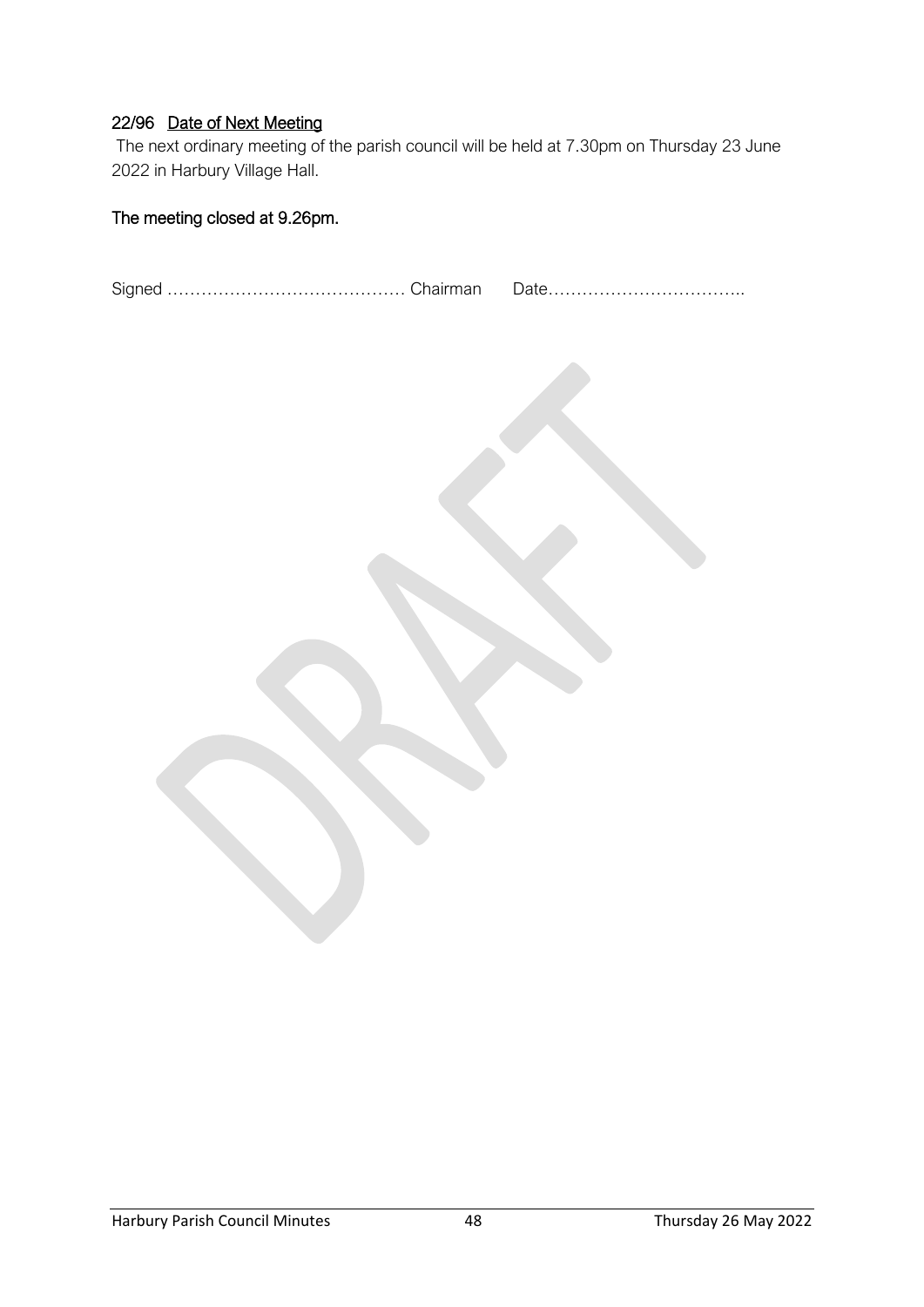## 22/96 Date of Next Meeting

The next ordinary meeting of the parish council will be held at 7.30pm on Thursday 23 June 2022 in Harbury Village Hall.

**The meeting closed at 9.26pm.**

Signed …………………………………… Chairman Date……………………………..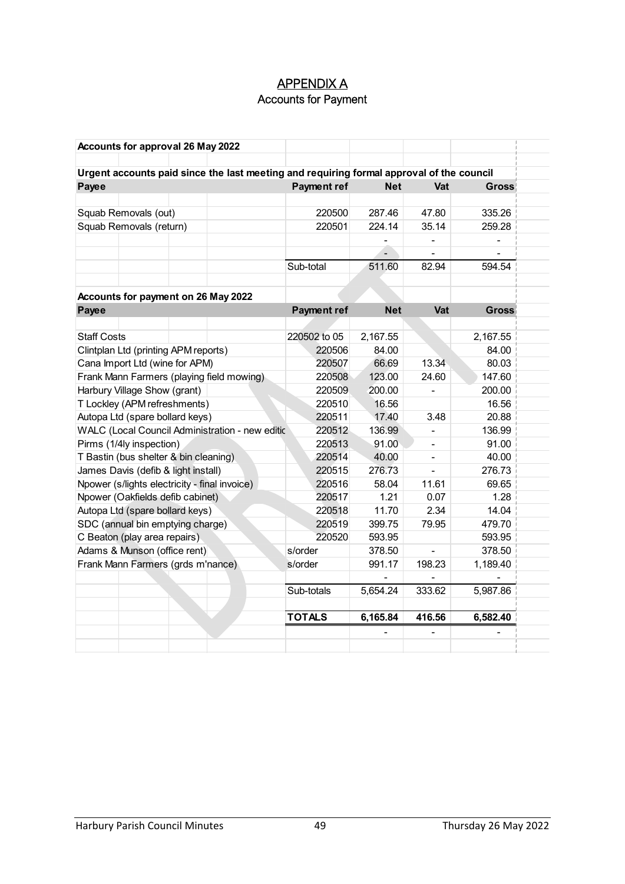# APPENDIX A

## Accounts for Payment

**Accounts for approval 26 May 2022**

**Urgent accounts paid since the last meeting and requiring formal approval of the council**

| Payee | Payment ref | Net | Vat | Gross |
|---|---|---|---|---|
| Squab Removals (out) | 220500 | 287.46 | 47.80 | 335.26 |
| Squab Removals (return) | 220501 | 224.14 | 35.14 | 259.28 |
| | | - | - | - |
| | | - | - | - |
| | Sub-total | 511.60 | 82.94 | 594.54 |

**Accounts for payment on 26 May 2022**

| Payee | Payment ref | Net | Vat | Gross |
|---|---|---|---|---|
| Staff Costs | 220502 to 05 | 2,167.55 | | 2,167.55 |
| Clintplan Ltd (printing APM reports) | 220506 | 84.00 | | 84.00 |
| Cana Import Ltd (wine for APM) | 220507 | 66.69 | 13.34 | 80.03 |
| Frank Mann Farmers (playing field mowing) | 220508 | 123.00 | 24.60 | 147.60 |
| Harbury Village Show (grant) | 220509 | 200.00 | - | 200.00 |
| T Lockley (APM refreshments) | 220510 | 16.56 | | 16.56 |
| Autopa Ltd (spare bollard keys) | 220511 | 17.40 | 3.48 | 20.88 |
| WALC (Local Council Administration - new editic | 220512 | 136.99 | - | 136.99 |
| Pirms (1/4ly inspection) | 220513 | 91.00 | - | 91.00 |
| T Bastin (bus shelter & bin cleaning) | 220514 | 40.00 | - | 40.00 |
| James Davis (defib & light install) | 220515 | 276.73 | - | 276.73 |
| Npower (s/lights electricity - final invoice) | 220516 | 58.04 | 11.61 | 69.65 |
| Npower (Oakfields defib cabinet) | 220517 | 1.21 | 0.07 | 1.28 |
| Autopa Ltd (spare bollard keys) | 220518 | 11.70 | 2.34 | 14.04 |
| SDC (annual bin emptying charge) | 220519 | 399.75 | 79.95 | 479.70 |
| C Beaton (play area repairs) | 220520 | 593.95 | | 593.95 |
| Adams & Munson (office rent) | s/order | 378.50 | - | 378.50 |
| Frank Mann Farmers (grds m'nance) | s/order | 991.17 | 198.23 | 1,189.40 |
| | | - | - | - |
| | Sub-totals | 5,654.24 | 333.62 | 5,987.86 |
| | **TOTALS** | **6,165.84** | **416.56** | **6,582.40** |
| | | - | - | - |